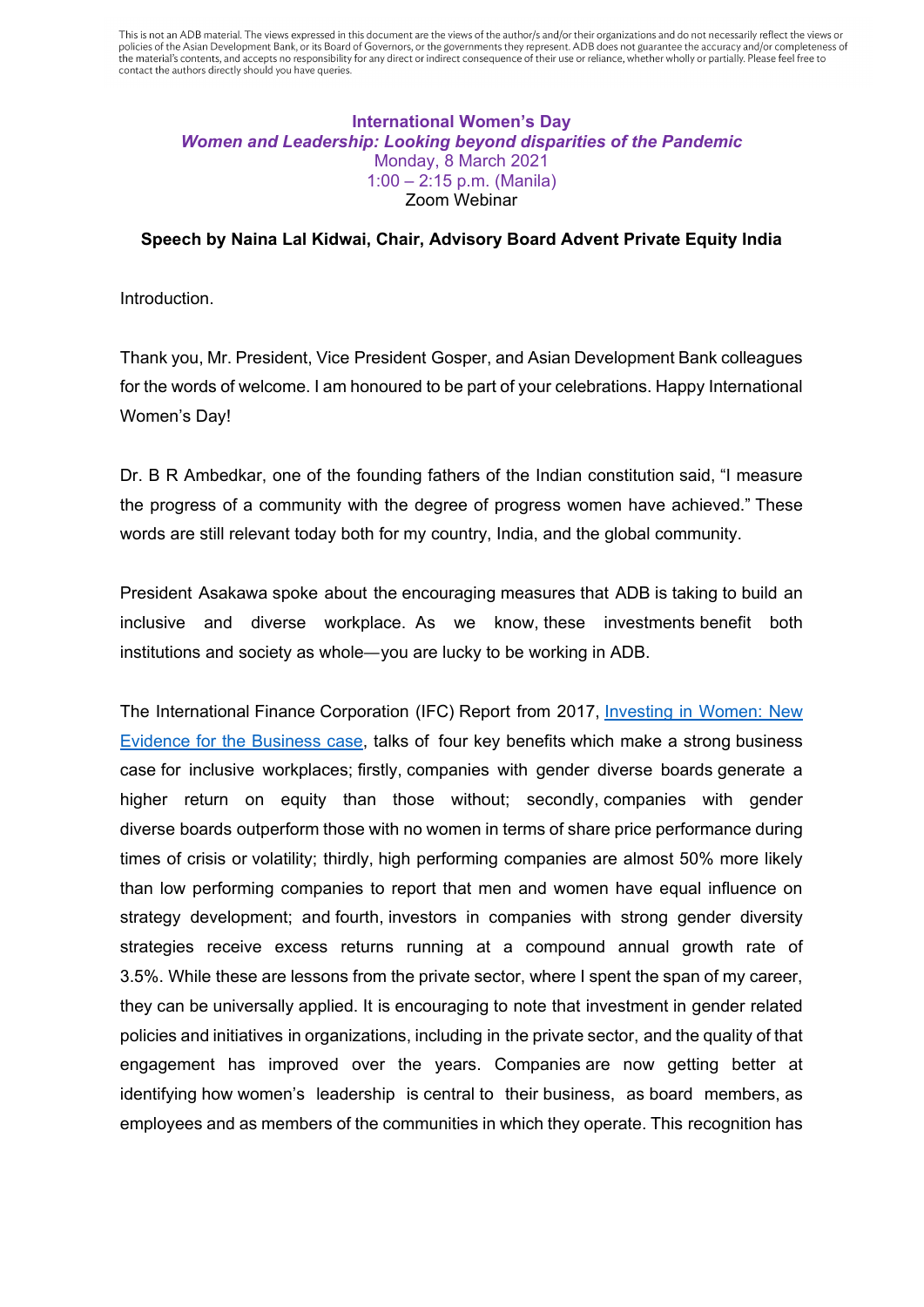This is not an ADB material. The views expressed in this document are the views of the author/s and/or their organizations and do not necessarily reflect the views or policies of the Asian Development Bank, or its Board of Governors, or the governments they represent. ADB does not guarantee the accuracy and/or completeness of the material's contents, and accepts no responsibility for any direct or indirect consequence of their use or reliance, whether wholly or partially. Please feel free to contact the authors directly should you have queries.

**International Women's Day**
***Women and Leadership: Looking beyond disparities of the Pandemic***
Monday, 8 March 2021
1:00 – 2:15 p.m. (Manila)
Zoom Webinar

**Speech by Naina Lal Kidwai, Chair, Advisory Board Advent Private Equity India**

Introduction.

Thank you, Mr. President, Vice President Gosper, and Asian Development Bank colleagues for the words of welcome. I am honoured to be part of your celebrations. Happy International Women's Day!

Dr. B R Ambedkar, one of the founding fathers of the Indian constitution said, "I measure the progress of a community with the degree of progress women have achieved." These words are still relevant today both for my country, India, and the global community.

President Asakawa spoke about the encouraging measures that ADB is taking to build an inclusive and diverse workplace. As we know, these investments benefit both institutions and society as whole—you are lucky to be working in ADB.

The International Finance Corporation (IFC) Report from 2017, [Investing in Women: New Evidence for the Business case](), talks of four key benefits which make a strong business case for inclusive workplaces; firstly, companies with gender diverse boards generate a higher return on equity than those without; secondly, companies with gender diverse boards outperform those with no women in terms of share price performance during times of crisis or volatility; thirdly, high performing companies are almost 50% more likely than low performing companies to report that men and women have equal influence on strategy development; and fourth, investors in companies with strong gender diversity strategies receive excess returns running at a compound annual growth rate of 3.5%. While these are lessons from the private sector, where I spent the span of my career, they can be universally applied. It is encouraging to note that investment in gender related policies and initiatives in organizations, including in the private sector, and the quality of that engagement has improved over the years. Companies are now getting better at identifying how women's leadership is central to their business, as board members, as employees and as members of the communities in which they operate. This recognition has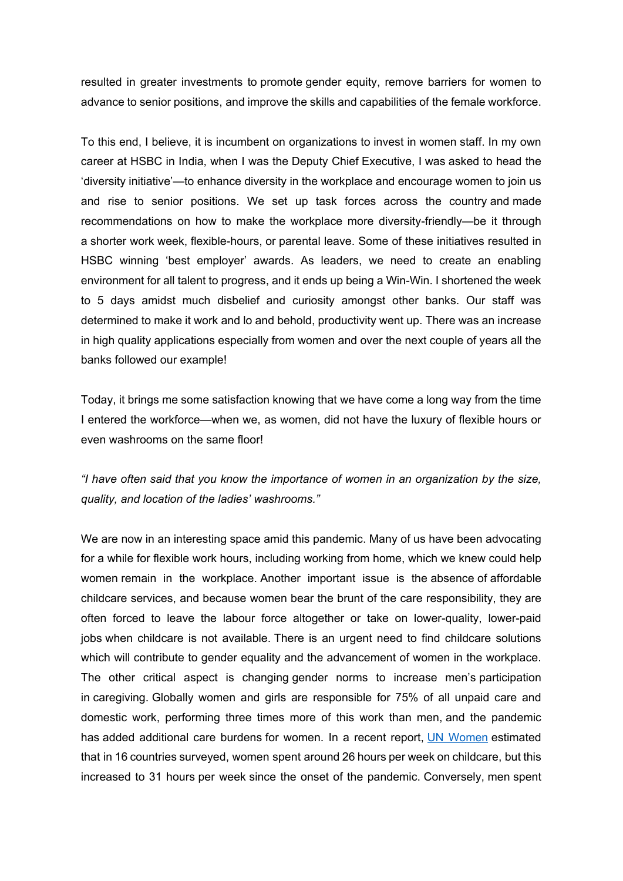resulted in greater investments to promote gender equity, remove barriers for women to advance to senior positions, and improve the skills and capabilities of the female workforce.

To this end, I believe, it is incumbent on organizations to invest in women staff. In my own career at HSBC in India, when I was the Deputy Chief Executive, I was asked to head the 'diversity initiative'—to enhance diversity in the workplace and encourage women to join us and rise to senior positions. We set up task forces across the country and made recommendations on how to make the workplace more diversity-friendly—be it through a shorter work week, flexible-hours, or parental leave. Some of these initiatives resulted in HSBC winning 'best employer' awards. As leaders, we need to create an enabling environment for all talent to progress, and it ends up being a Win-Win. I shortened the week to 5 days amidst much disbelief and curiosity amongst other banks. Our staff was determined to make it work and lo and behold, productivity went up. There was an increase in high quality applications especially from women and over the next couple of years all the banks followed our example!

Today, it brings me some satisfaction knowing that we have come a long way from the time I entered the workforce—when we, as women, did not have the luxury of flexible hours or even washrooms on the same floor!

*"I have often said that you know the importance of women in an organization by the size, quality, and location of the ladies' washrooms."*

We are now in an interesting space amid this pandemic. Many of us have been advocating for a while for flexible work hours, including working from home, which we knew could help women remain in the workplace. Another important issue is the absence of affordable childcare services, and because women bear the brunt of the care responsibility, they are often forced to leave the labour force altogether or take on lower-quality, lower-paid jobs when childcare is not available. There is an urgent need to find childcare solutions which will contribute to gender equality and the advancement of women in the workplace. The other critical aspect is changing gender norms to increase men's participation in caregiving. Globally women and girls are responsible for 75% of all unpaid care and domestic work, performing three times more of this work than men, and the pandemic has added additional care burdens for women. In a recent report, [UN Women] estimated that in 16 countries surveyed, women spent around 26 hours per week on childcare, but this increased to 31 hours per week since the onset of the pandemic. Conversely, men spent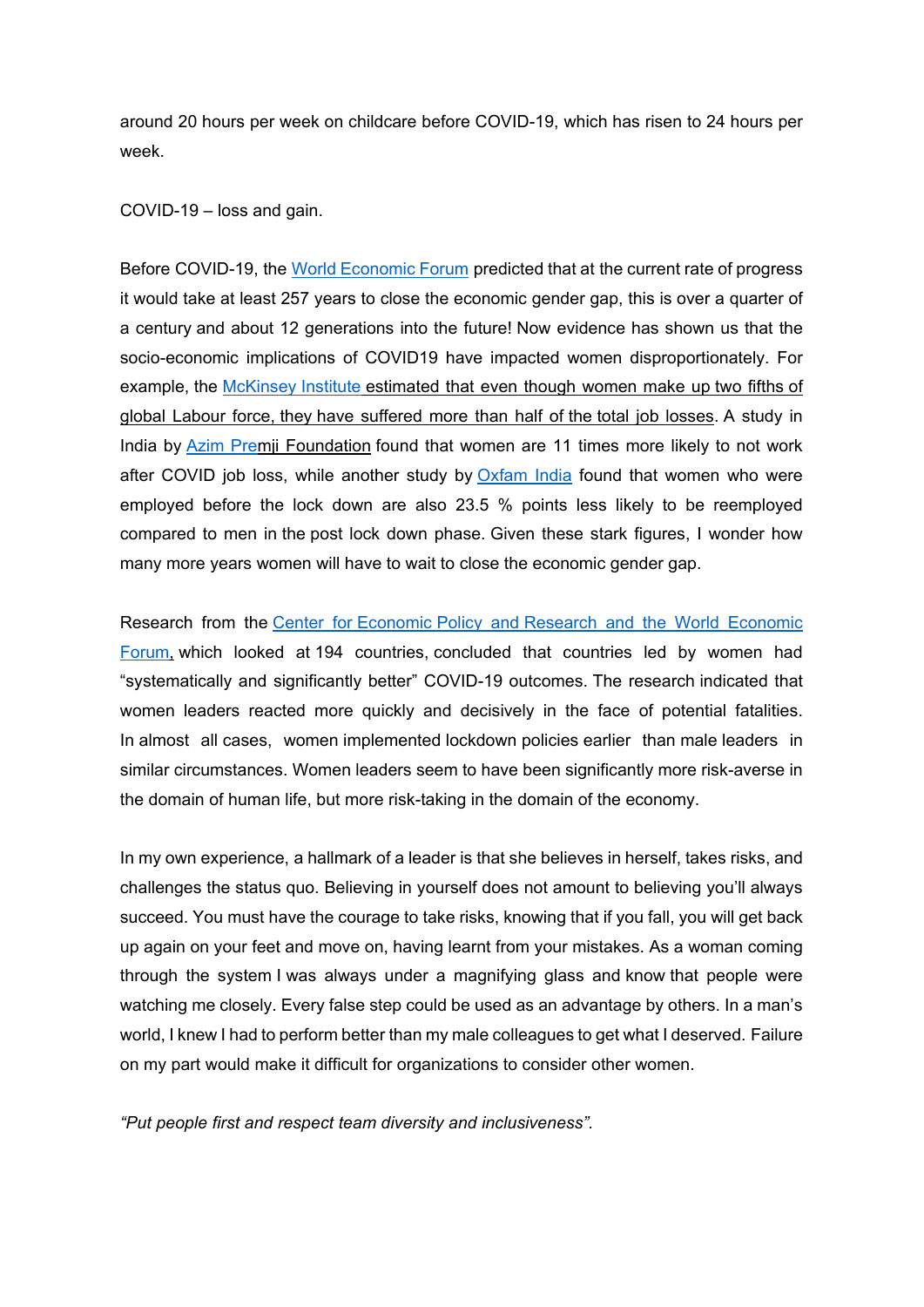around 20 hours per week on childcare before COVID-19, which has risen to 24 hours per week.

COVID-19 – loss and gain.

Before COVID-19, the World Economic Forum predicted that at the current rate of progress it would take at least 257 years to close the economic gender gap, this is over a quarter of a century and about 12 generations into the future! Now evidence has shown us that the socio-economic implications of COVID19 have impacted women disproportionately. For example, the McKinsey Institute estimated that even though women make up two fifths of global Labour force, they have suffered more than half of the total job losses. A study in India by Azim Premji Foundation found that women are 11 times more likely to not work after COVID job loss, while another study by Oxfam India found that women who were employed before the lock down are also 23.5 % points less likely to be reemployed compared to men in the post lock down phase. Given these stark figures, I wonder how many more years women will have to wait to close the economic gender gap.

Research from the Center for Economic Policy and Research and the World Economic Forum, which looked at 194 countries, concluded that countries led by women had "systematically and significantly better" COVID-19 outcomes. The research indicated that women leaders reacted more quickly and decisively in the face of potential fatalities. In almost all cases, women implemented lockdown policies earlier than male leaders in similar circumstances. Women leaders seem to have been significantly more risk-averse in the domain of human life, but more risk-taking in the domain of the economy.

In my own experience, a hallmark of a leader is that she believes in herself, takes risks, and challenges the status quo. Believing in yourself does not amount to believing you'll always succeed. You must have the courage to take risks, knowing that if you fall, you will get back up again on your feet and move on, having learnt from your mistakes. As a woman coming through the system I was always under a magnifying glass and know that people were watching me closely. Every false step could be used as an advantage by others. In a man's world, I knew I had to perform better than my male colleagues to get what I deserved. Failure on my part would make it difficult for organizations to consider other women.

*"Put people first and respect team diversity and inclusiveness".*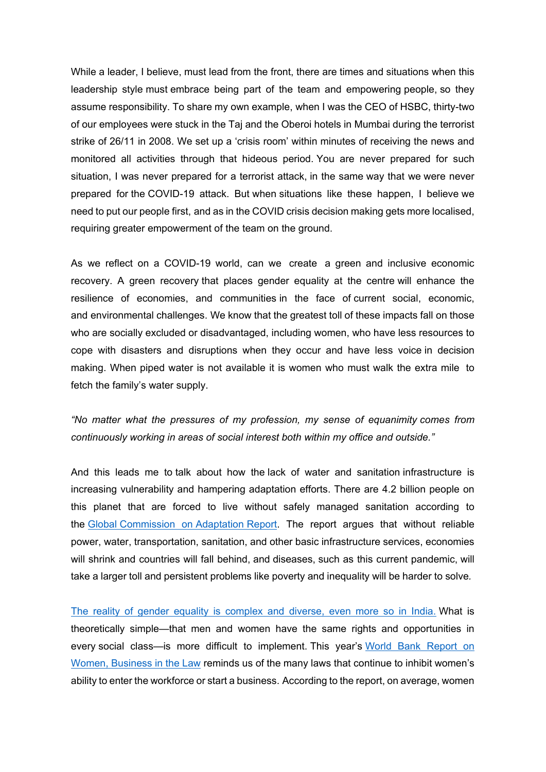While a leader, I believe, must lead from the front, there are times and situations when this leadership style must embrace being part of the team and empowering people, so they assume responsibility. To share my own example, when I was the CEO of HSBC, thirty-two of our employees were stuck in the Taj and the Oberoi hotels in Mumbai during the terrorist strike of 26/11 in 2008. We set up a 'crisis room' within minutes of receiving the news and monitored all activities through that hideous period. You are never prepared for such situation, I was never prepared for a terrorist attack, in the same way that we were never prepared for the COVID-19 attack. But when situations like these happen, I believe we need to put our people first, and as in the COVID crisis decision making gets more localised, requiring greater empowerment of the team on the ground.

As we reflect on a COVID-19 world, can we create a green and inclusive economic recovery. A green recovery that places gender equality at the centre will enhance the resilience of economies, and communities in the face of current social, economic, and environmental challenges. We know that the greatest toll of these impacts fall on those who are socially excluded or disadvantaged, including women, who have less resources to cope with disasters and disruptions when they occur and have less voice in decision making. When piped water is not available it is women who must walk the extra mile to fetch the family's water supply.

*"No matter what the pressures of my profession, my sense of equanimity comes from continuously working in areas of social interest both within my office and outside."*

And this leads me to talk about how the lack of water and sanitation infrastructure is increasing vulnerability and hampering adaptation efforts. There are 4.2 billion people on this planet that are forced to live without safely managed sanitation according to the Global Commission on Adaptation Report. The report argues that without reliable power, water, transportation, sanitation, and other basic infrastructure services, economies will shrink and countries will fall behind, and diseases, such as this current pandemic, will take a larger toll and persistent problems like poverty and inequality will be harder to solve.

The reality of gender equality is complex and diverse, even more so in India. What is theoretically simple—that men and women have the same rights and opportunities in every social class—is more difficult to implement. This year's World Bank Report on Women, Business in the Law reminds us of the many laws that continue to inhibit women's ability to enter the workforce or start a business. According to the report, on average, women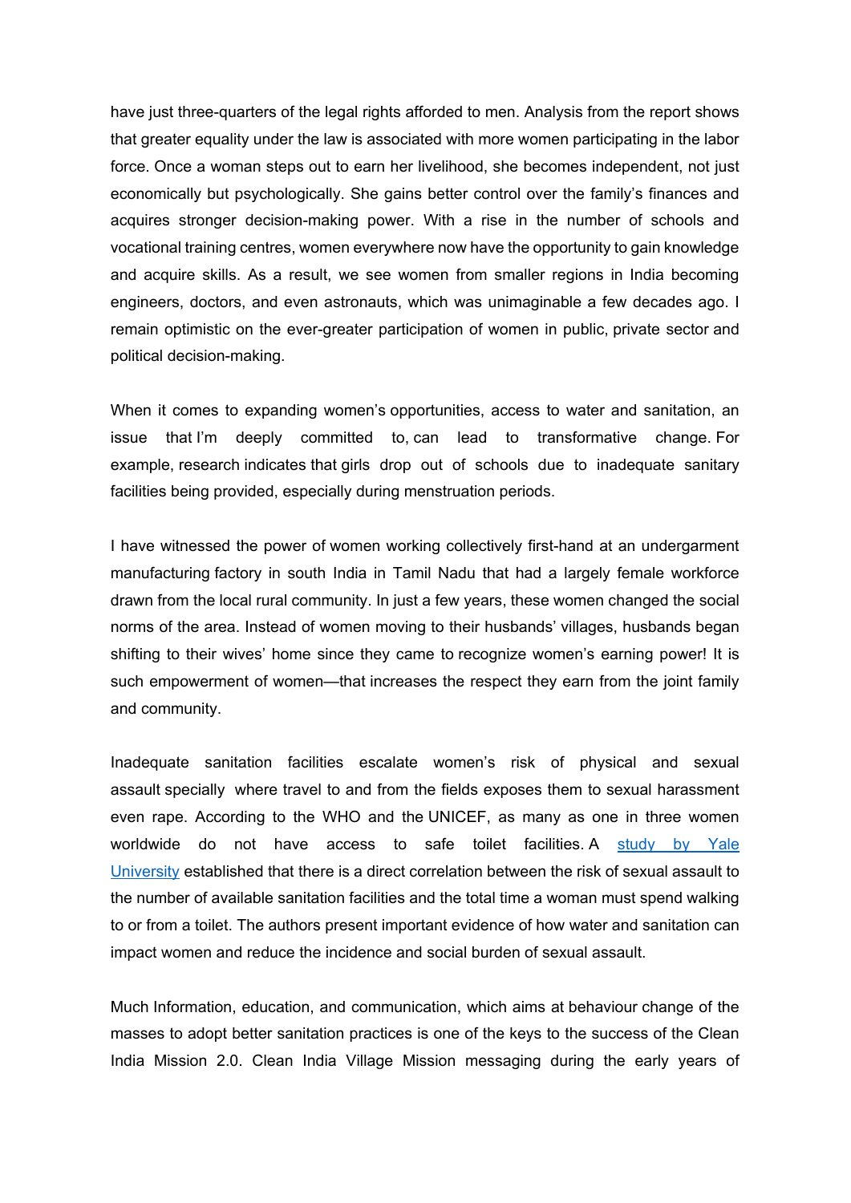have just three-quarters of the legal rights afforded to men. Analysis from the report shows that greater equality under the law is associated with more women participating in the labor force. Once a woman steps out to earn her livelihood, she becomes independent, not just economically but psychologically. She gains better control over the family's finances and acquires stronger decision-making power. With a rise in the number of schools and vocational training centres, women everywhere now have the opportunity to gain knowledge and acquire skills. As a result, we see women from smaller regions in India becoming engineers, doctors, and even astronauts, which was unimaginable a few decades ago. I remain optimistic on the ever-greater participation of women in public, private sector and political decision-making.

When it comes to expanding women's opportunities, access to water and sanitation, an issue that I'm deeply committed to, can lead to transformative change. For example, research indicates that girls drop out of schools due to inadequate sanitary facilities being provided, especially during menstruation periods.

I have witnessed the power of women working collectively first-hand at an undergarment manufacturing factory in south India in Tamil Nadu that had a largely female workforce drawn from the local rural community. In just a few years, these women changed the social norms of the area. Instead of women moving to their husbands' villages, husbands began shifting to their wives' home since they came to recognize women's earning power! It is such empowerment of women—that increases the respect they earn from the joint family and community.

Inadequate sanitation facilities escalate women's risk of physical and sexual assault specially where travel to and from the fields exposes them to sexual harassment even rape. According to the WHO and the UNICEF, as many as one in three women worldwide do not have access to safe toilet facilities. A [study by Yale University] established that there is a direct correlation between the risk of sexual assault to the number of available sanitation facilities and the total time a woman must spend walking to or from a toilet. The authors present important evidence of how water and sanitation can impact women and reduce the incidence and social burden of sexual assault.

Much Information, education, and communication, which aims at behaviour change of the masses to adopt better sanitation practices is one of the keys to the success of the Clean India Mission 2.0. Clean India Village Mission messaging during the early years of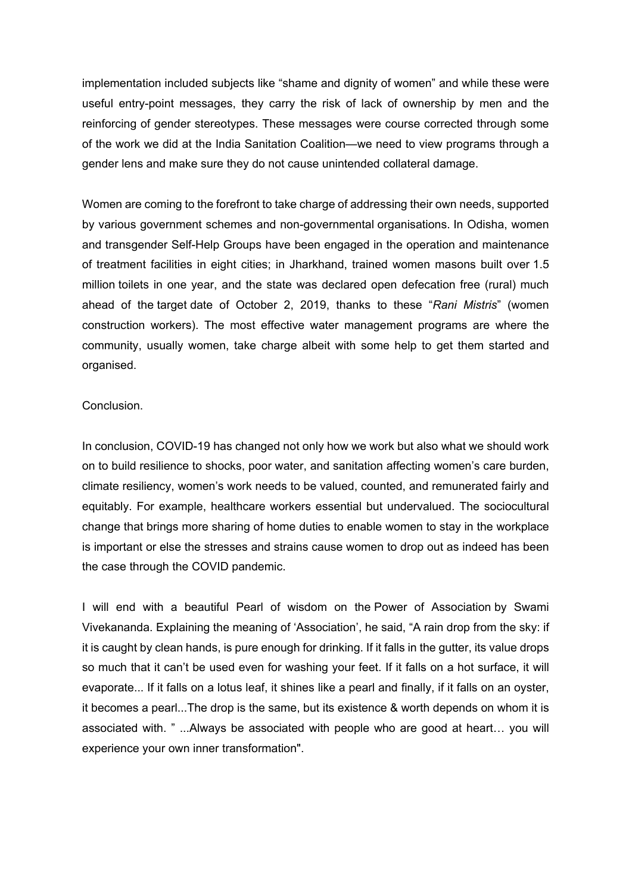implementation included subjects like “shame and dignity of women” and while these were useful entry-point messages, they carry the risk of lack of ownership by men and the reinforcing of gender stereotypes. These messages were course corrected through some of the work we did at the India Sanitation Coalition—we need to view programs through a gender lens and make sure they do not cause unintended collateral damage.

Women are coming to the forefront to take charge of addressing their own needs, supported by various government schemes and non-governmental organisations. In Odisha, women and transgender Self-Help Groups have been engaged in the operation and maintenance of treatment facilities in eight cities; in Jharkhand, trained women masons built over 1.5 million toilets in one year, and the state was declared open defecation free (rural) much ahead of the target date of October 2, 2019, thanks to these “*Rani Mistris*” (women construction workers). The most effective water management programs are where the community, usually women, take charge albeit with some help to get them started and organised.

Conclusion.

In conclusion, COVID-19 has changed not only how we work but also what we should work on to build resilience to shocks, poor water, and sanitation affecting women’s care burden, climate resiliency, women’s work needs to be valued, counted, and remunerated fairly and equitably. For example, healthcare workers essential but undervalued. The sociocultural change that brings more sharing of home duties to enable women to stay in the workplace is important or else the stresses and strains cause women to drop out as indeed has been the case through the COVID pandemic.

I will end with a beautiful Pearl of wisdom on the Power of Association by Swami Vivekananda. Explaining the meaning of ‘Association’, he said, “A rain drop from the sky: if it is caught by clean hands, is pure enough for drinking. If it falls in the gutter, its value drops so much that it can’t be used even for washing your feet. If it falls on a hot surface, it will evaporate... If it falls on a lotus leaf, it shines like a pearl and finally, if it falls on an oyster, it becomes a pearl...The drop is the same, but its existence & worth depends on whom it is associated with. ” ...Always be associated with people who are good at heart… you will experience your own inner transformation".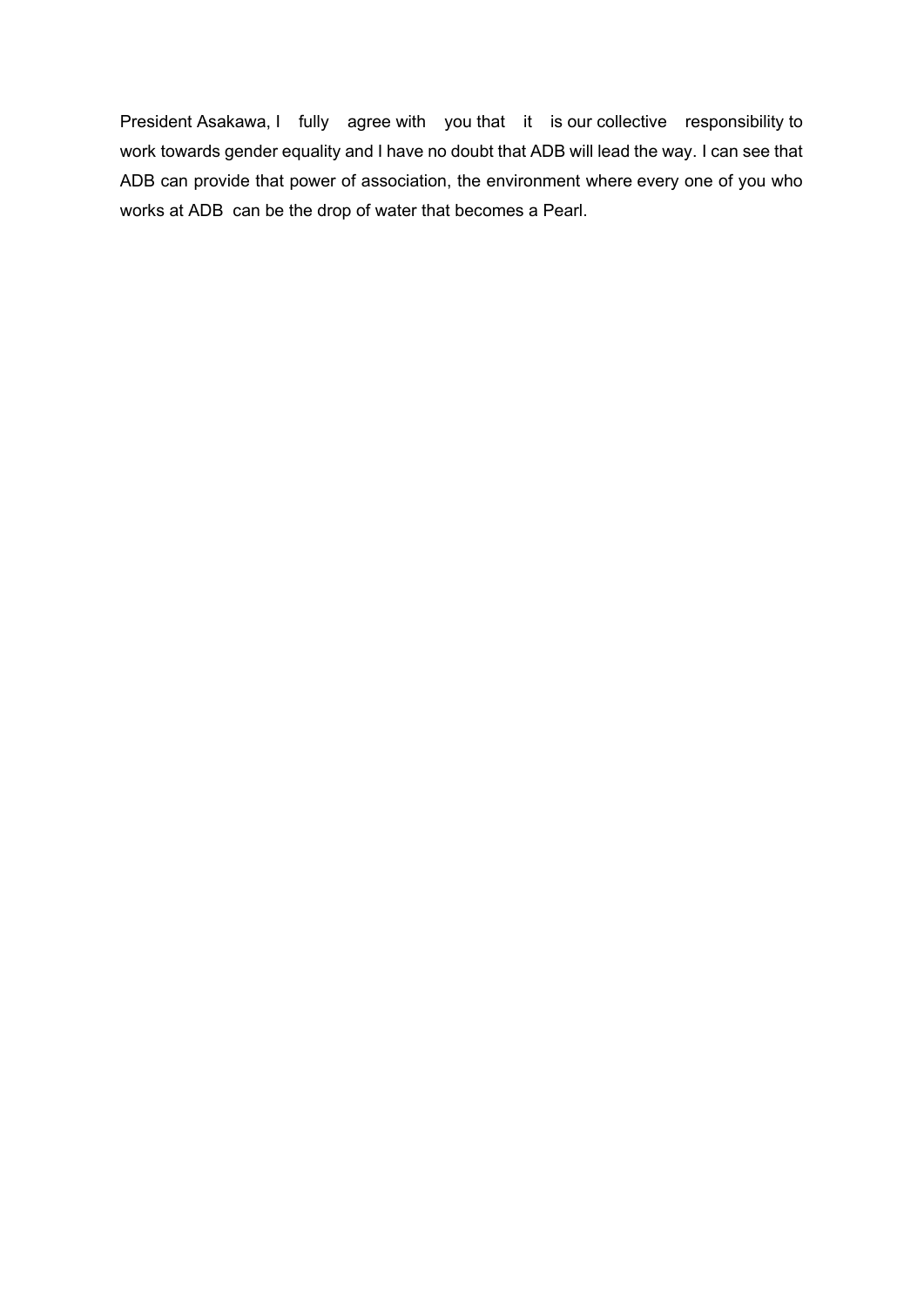President Asakawa, I fully agree with you that it is our collective responsibility to work towards gender equality and I have no doubt that ADB will lead the way. I can see that ADB can provide that power of association, the environment where every one of you who works at ADB can be the drop of water that becomes a Pearl.